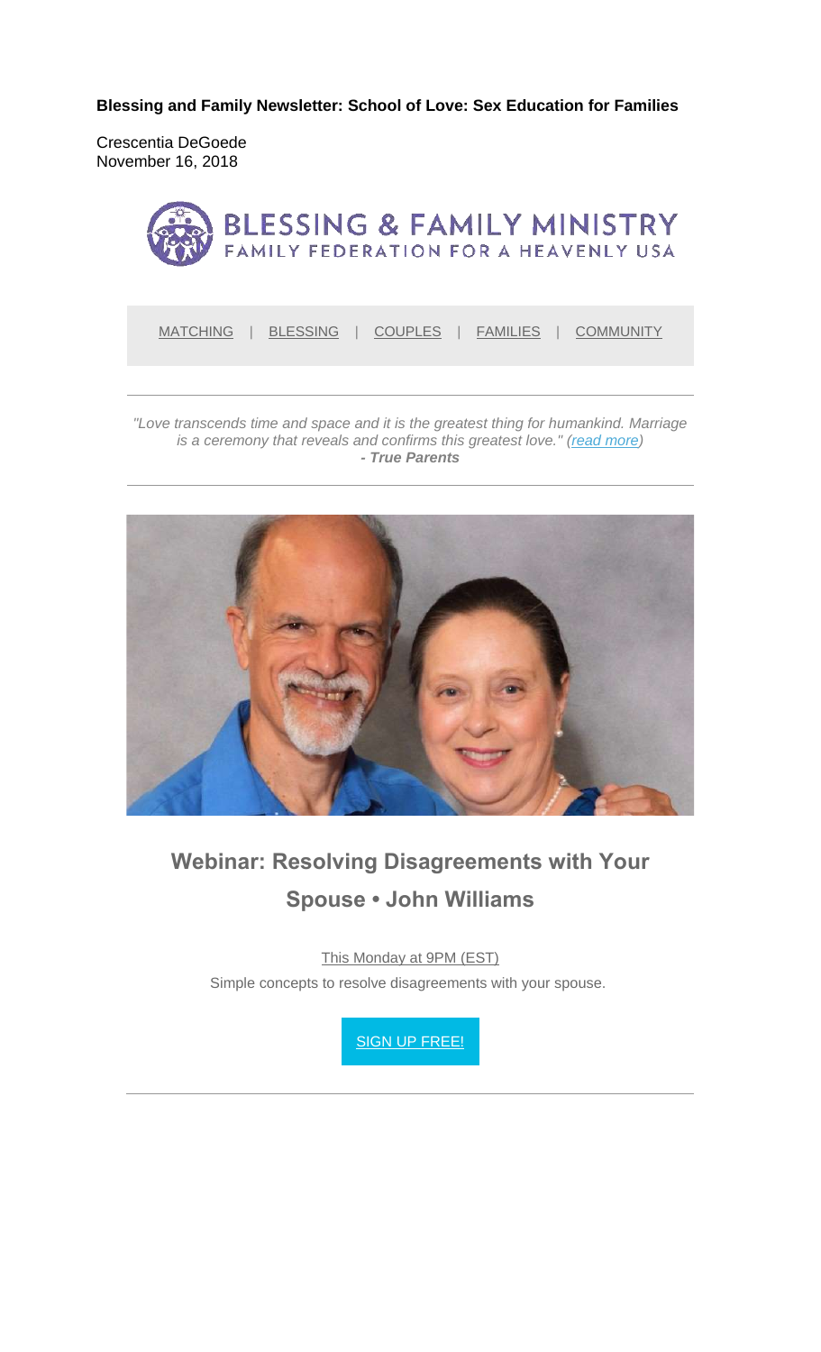**Blessing and Family Newsletter: School of Love: Sex Education for Families**

Crescentia DeGoede
November 16, 2018

BLESSING & FAMILY MINISTRY
FAMILY FEDERATION FOR A HEAVENLY USA

MATCHING | BLESSING | COUPLES | FAMILIES | COMMUNITY

*"Love transcends time and space and it is the greatest thing for humankind. Marriage is a ceremony that reveals and confirms this greatest love." (read more)*
***- True Parents***

## Webinar: Resolving Disagreements with Your Spouse • John Williams

This Monday at 9PM (EST)

Simple concepts to resolve disagreements with your spouse.

SIGN UP FREE!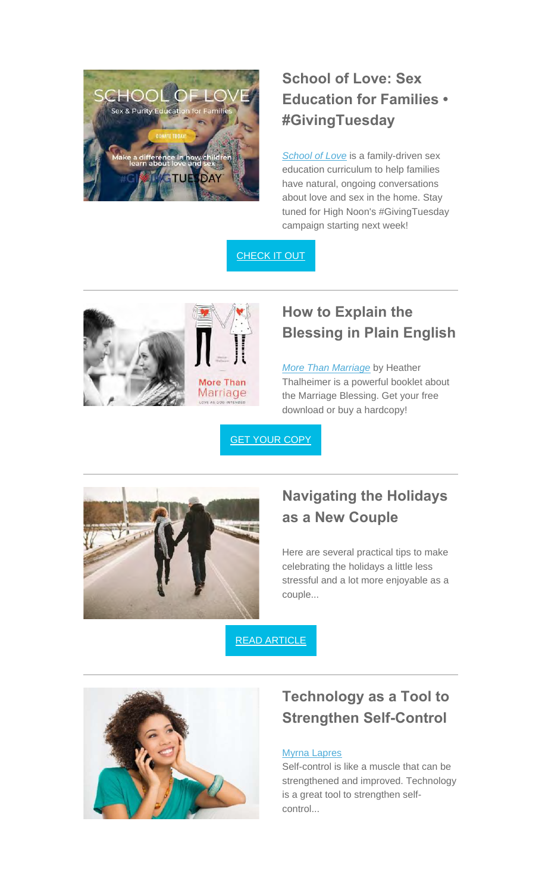## School of Love: Sex Education for Families • #GivingTuesday

*School of Love* is a family-driven sex education curriculum to help families have natural, ongoing conversations about love and sex in the home. Stay tuned for High Noon's #GivingTuesday campaign starting next week!

CHECK IT OUT

---

## How to Explain the Blessing in Plain English

*More Than Marriage* by Heather Thalheimer is a powerful booklet about the Marriage Blessing. Get your free download or buy a hardcopy!

GET YOUR COPY

---

## Navigating the Holidays as a New Couple

Here are several practical tips to make celebrating the holidays a little less stressful and a lot more enjoyable as a couple...

READ ARTICLE

---

## Technology as a Tool to Strengthen Self-Control

Myrna Lapres

Self-control is like a muscle that can be strengthened and improved. Technology is a great tool to strengthen self-control...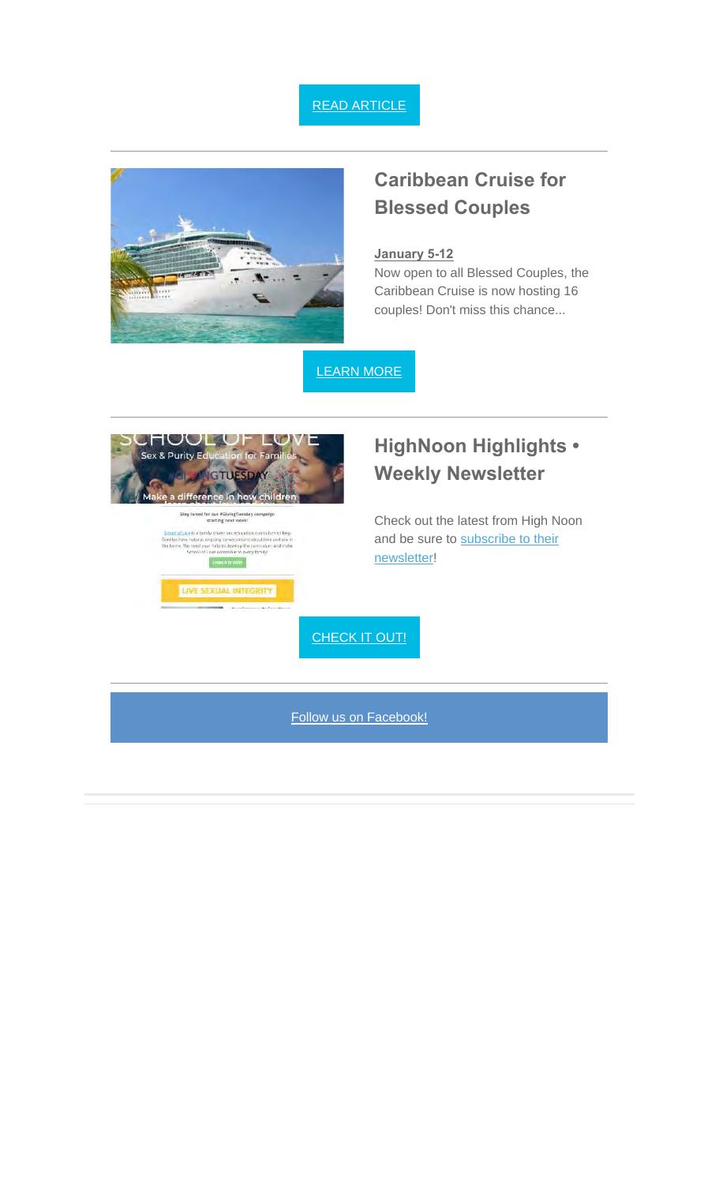READ ARTICLE

## Caribbean Cruise for Blessed Couples

**January 5-12**

Now open to all Blessed Couples, the Caribbean Cruise is now hosting 16 couples! Don't miss this chance...

LEARN MORE

## HighNoon Highlights • Weekly Newsletter

Check out the latest from High Noon and be sure to subscribe to their newsletter!

CHECK IT OUT!

Follow us on Facebook!